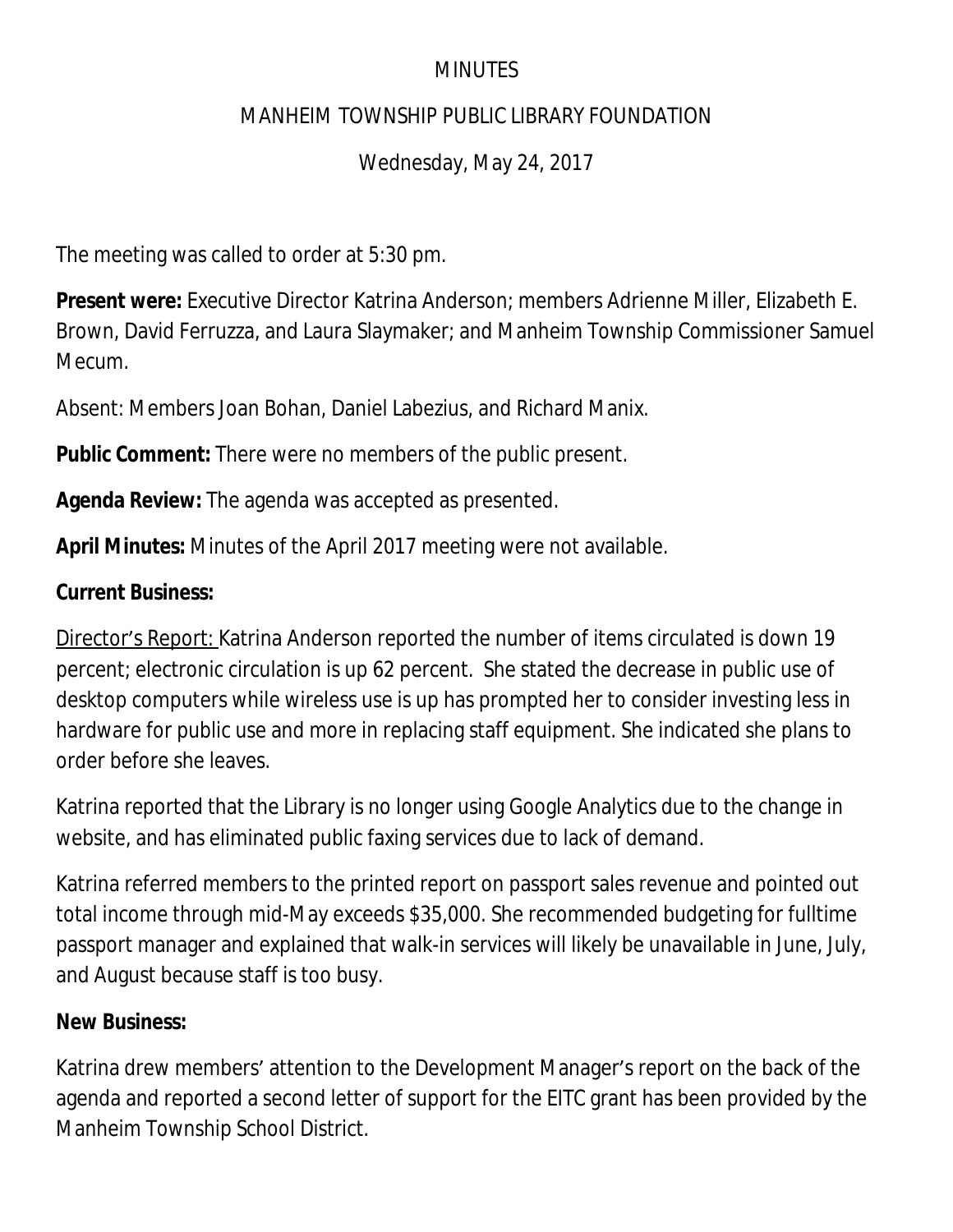# MINUTES

## MANHEIM TOWNSHIP PUBLIC LIBRARY FOUNDATION

Wednesday, May 24, 2017

The meeting was called to order at 5:30 pm.

**Present were:** Executive Director Katrina Anderson; members Adrienne Miller, Elizabeth E. Brown, David Ferruzza, and Laura Slaymaker; and Manheim Township Commissioner Samuel Mecum.

Absent: Members Joan Bohan, Daniel Labezius, and Richard Manix.

**Public Comment:** There were no members of the public present.

**Agenda Review:** The agenda was accepted as presented.

**April Minutes:** Minutes of the April 2017 meeting were not available.

**Current Business:**

Director's Report: Katrina Anderson reported the number of items circulated is down 19 percent; electronic circulation is up 62 percent. She stated the decrease in public use of desktop computers while wireless use is up has prompted her to consider investing less in hardware for public use and more in replacing staff equipment. She indicated she plans to order before she leaves.

Katrina reported that the Library is no longer using Google Analytics due to the change in website, and has eliminated public faxing services due to lack of demand.

Katrina referred members to the printed report on passport sales revenue and pointed out total income through mid-May exceeds $35,000. She recommended budgeting for fulltime passport manager and explained that walk-in services will likely be unavailable in June, July, and August because staff is too busy.

**New Business:**

Katrina drew members' attention to the Development Manager's report on the back of the agenda and reported a second letter of support for the EITC grant has been provided by the Manheim Township School District.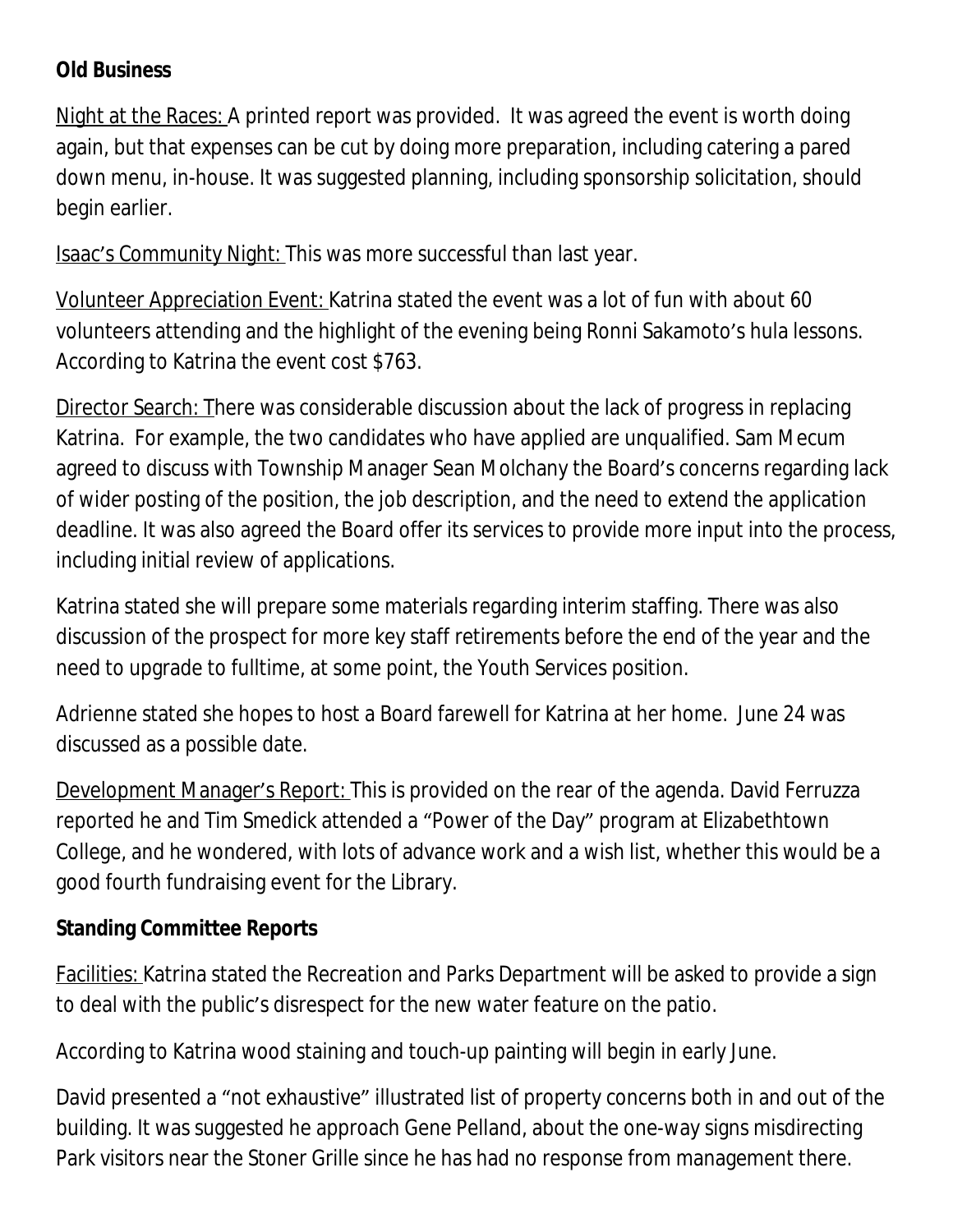**Old Business**

Night at the Races: A printed report was provided. It was agreed the event is worth doing again, but that expenses can be cut by doing more preparation, including catering a pared down menu, in-house. It was suggested planning, including sponsorship solicitation, should begin earlier.

Isaac's Community Night: This was more successful than last year.

Volunteer Appreciation Event: Katrina stated the event was a lot of fun with about 60 volunteers attending and the highlight of the evening being Ronni Sakamoto's hula lessons. According to Katrina the event cost $763.

Director Search: There was considerable discussion about the lack of progress in replacing Katrina. For example, the two candidates who have applied are unqualified. Sam Mecum agreed to discuss with Township Manager Sean Molchany the Board's concerns regarding lack of wider posting of the position, the job description, and the need to extend the application deadline. It was also agreed the Board offer its services to provide more input into the process, including initial review of applications.

Katrina stated she will prepare some materials regarding interim staffing. There was also discussion of the prospect for more key staff retirements before the end of the year and the need to upgrade to fulltime, at some point, the Youth Services position.

Adrienne stated she hopes to host a Board farewell for Katrina at her home. June 24 was discussed as a possible date.

Development Manager's Report: This is provided on the rear of the agenda. David Ferruzza reported he and Tim Smedick attended a "Power of the Day" program at Elizabethtown College, and he wondered, with lots of advance work and a wish list, whether this would be a good fourth fundraising event for the Library.

**Standing Committee Reports**

Facilities: Katrina stated the Recreation and Parks Department will be asked to provide a sign to deal with the public's disrespect for the new water feature on the patio.

According to Katrina wood staining and touch-up painting will begin in early June.

David presented a "not exhaustive" illustrated list of property concerns both in and out of the building. It was suggested he approach Gene Pelland, about the one-way signs misdirecting Park visitors near the Stoner Grille since he has had no response from management there.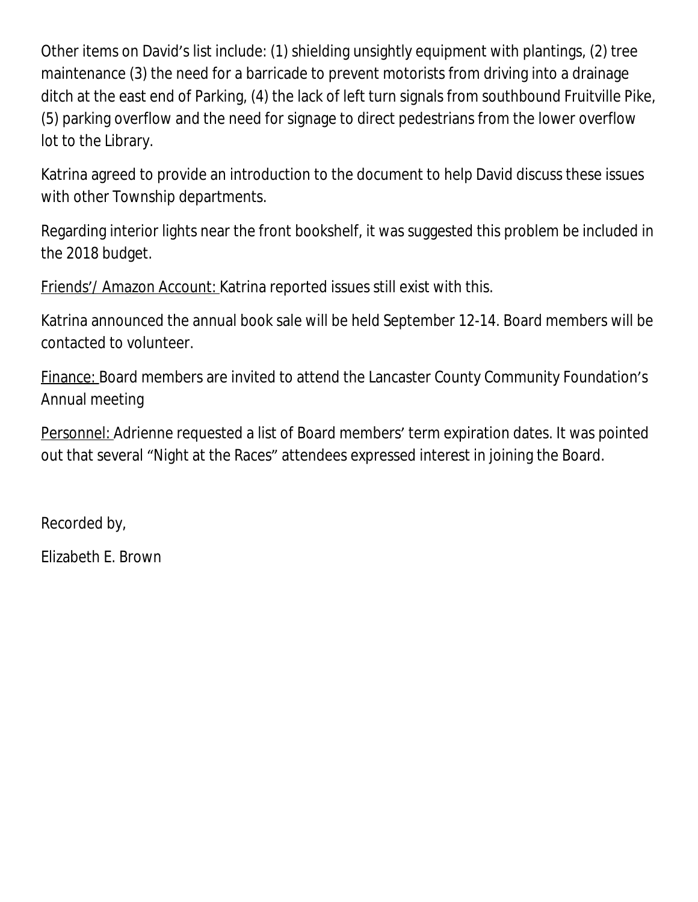Other items on David's list include: (1) shielding unsightly equipment with plantings, (2) tree maintenance (3) the need for a barricade to prevent motorists from driving into a drainage ditch at the east end of Parking, (4) the lack of left turn signals from southbound Fruitville Pike, (5) parking overflow and the need for signage to direct pedestrians from the lower overflow lot to the Library.

Katrina agreed to provide an introduction to the document to help David discuss these issues with other Township departments.

Regarding interior lights near the front bookshelf, it was suggested this problem be included in the 2018 budget.

<u>Friends'/ Amazon Account:</u> Katrina reported issues still exist with this.

Katrina announced the annual book sale will be held September 12-14. Board members will be contacted to volunteer.

<u>Finance:</u> Board members are invited to attend the Lancaster County Community Foundation's Annual meeting

<u>Personnel:</u> Adrienne requested a list of Board members' term expiration dates. It was pointed out that several "Night at the Races" attendees expressed interest in joining the Board.

Recorded by,

Elizabeth E. Brown